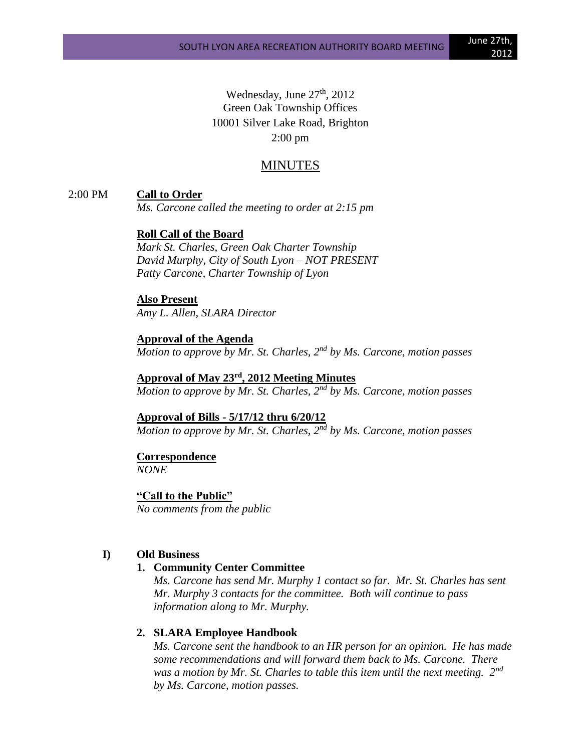Wednesday, June 27th, 2012
Green Oak Township Offices
10001 Silver Lake Road, Brighton
2:00 pm

# MINUTES

2:00 PM **Call to Order**

*Ms. Carcone called the meeting to order at 2:15 pm*

**Roll Call of the Board**

*Mark St. Charles, Green Oak Charter Township*
*David Murphy, City of South Lyon – NOT PRESENT*
*Patty Carcone, Charter Township of Lyon*

**Also Present**

*Amy L. Allen, SLARA Director*

**Approval of the Agenda**

*Motion to approve by Mr. St. Charles, 2nd by Ms. Carcone, motion passes*

**Approval of May 23rd, 2012 Meeting Minutes**

*Motion to approve by Mr. St. Charles, 2nd by Ms. Carcone, motion passes*

**Approval of Bills - 5/17/12 thru 6/20/12**

*Motion to approve by Mr. St. Charles, 2nd by Ms. Carcone, motion passes*

**Correspondence**

*NONE*

**"Call to the Public"**

*No comments from the public*

## I) Old Business

**1. Community Center Committee**

*Ms. Carcone has send Mr. Murphy 1 contact so far. Mr. St. Charles has sent Mr. Murphy 3 contacts for the committee. Both will continue to pass information along to Mr. Murphy.*

**2. SLARA Employee Handbook**

*Ms. Carcone sent the handbook to an HR person for an opinion. He has made some recommendations and will forward them back to Ms. Carcone. There was a motion by Mr. St. Charles to table this item until the next meeting. 2nd by Ms. Carcone, motion passes.*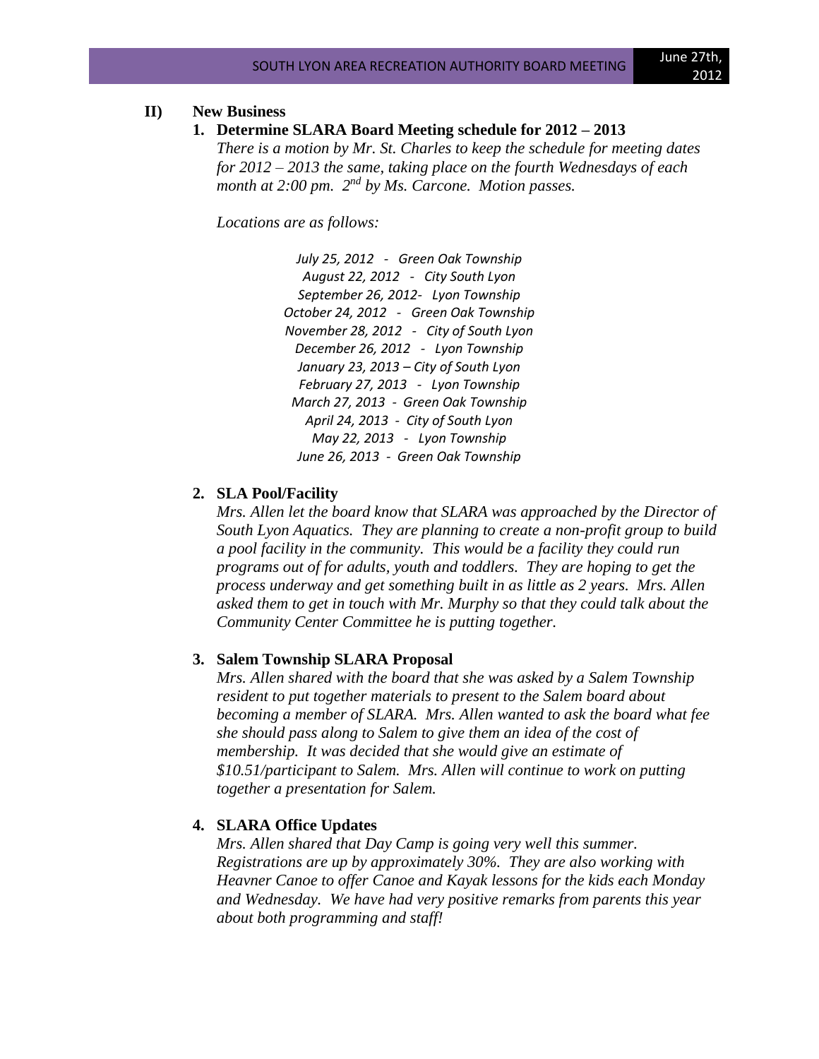## II) New Business

### 1. Determine SLARA Board Meeting schedule for 2012 – 2013

*There is a motion by Mr. St. Charles to keep the schedule for meeting dates for 2012 – 2013 the same, taking place on the fourth Wednesdays of each month at 2:00 pm. 2nd by Ms. Carcone. Motion passes.*

*Locations are as follows:*

*July 25, 2012 - Green Oak Township*
*August 22, 2012 - City South Lyon*
*September 26, 2012- Lyon Township*
*October 24, 2012 - Green Oak Township*
*November 28, 2012 - City of South Lyon*
*December 26, 2012 - Lyon Township*
*January 23, 2013 – City of South Lyon*
*February 27, 2013 - Lyon Township*
*March 27, 2013 - Green Oak Township*
*April 24, 2013 - City of South Lyon*
*May 22, 2013 - Lyon Township*
*June 26, 2013 - Green Oak Township*

### 2. SLA Pool/Facility

*Mrs. Allen let the board know that SLARA was approached by the Director of South Lyon Aquatics. They are planning to create a non-profit group to build a pool facility in the community. This would be a facility they could run programs out of for adults, youth and toddlers. They are hoping to get the process underway and get something built in as little as 2 years. Mrs. Allen asked them to get in touch with Mr. Murphy so that they could talk about the Community Center Committee he is putting together.*

### 3. Salem Township SLARA Proposal

*Mrs. Allen shared with the board that she was asked by a Salem Township resident to put together materials to present to the Salem board about becoming a member of SLARA. Mrs. Allen wanted to ask the board what fee she should pass along to Salem to give them an idea of the cost of membership. It was decided that she would give an estimate of $10.51/participant to Salem. Mrs. Allen will continue to work on putting together a presentation for Salem.*

### 4. SLARA Office Updates

*Mrs. Allen shared that Day Camp is going very well this summer. Registrations are up by approximately 30%. They are also working with Heavner Canoe to offer Canoe and Kayak lessons for the kids each Monday and Wednesday. We have had very positive remarks from parents this year about both programming and staff!*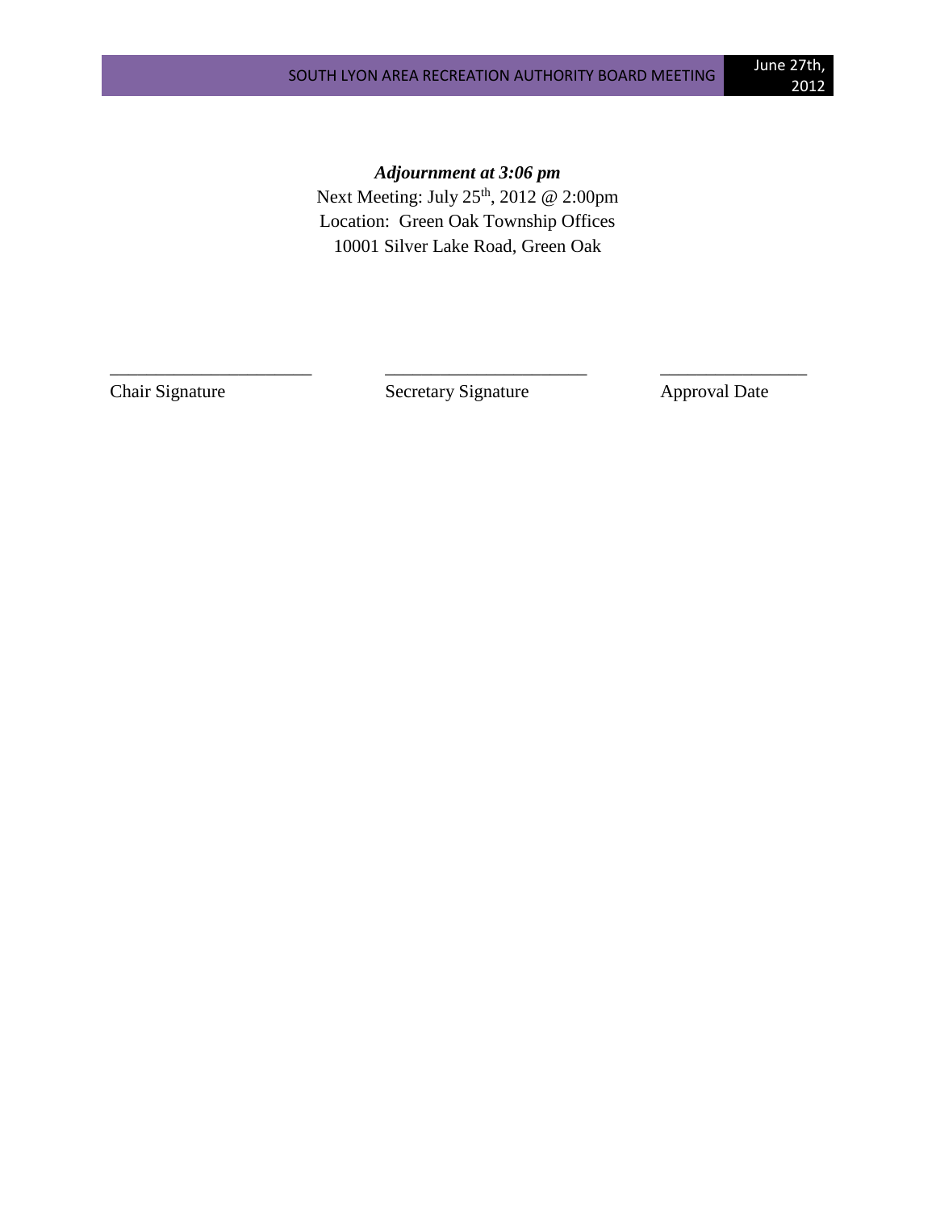***Adjournment at 3:06 pm***

Next Meeting: July 25th, 2012 @ 2:00pm

Location: Green Oak Township Offices

10001 Silver Lake Road, Green Oak

| | | |
|---|---|---|
| ______________________ | ______________________ | ________________ |
| Chair Signature | Secretary Signature | Approval Date |